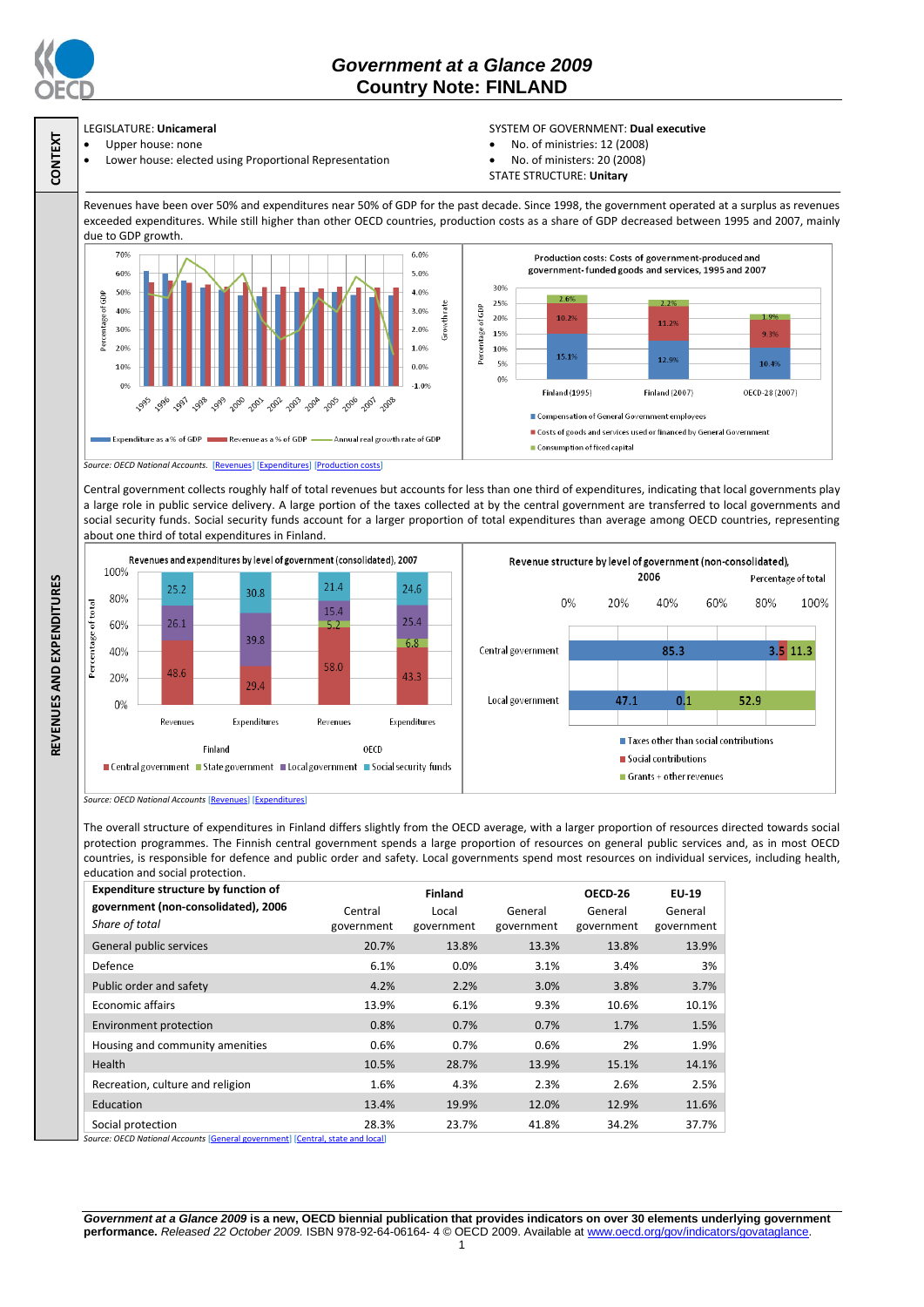# Government at a Glance 2009
## Country Note: FINLAND

**CONTEXT**

LEGISLATURE: **Unicameral**
- Upper house: none
- Lower house: elected using Proportional Representation

SYSTEM OF GOVERNMENT: **Dual executive**
- No. of ministries: 12 (2008)
- No. of ministers: 20 (2008)

STATE STRUCTURE: **Unitary**

**REVENUES AND EXPENDITURES**

Revenues have been over 50% and expenditures near 50% of GDP for the past decade. Since 1998, the government operated at a surplus as revenues exceeded expenditures. While still higher than other OECD countries, production costs as a share of GDP decreased between 1995 and 2007, mainly due to GDP growth.

Production costs: Costs of government-produced and government-funded goods and services, 1995 and 2007

| | Finland (1995) | Finland (2007) | OECD-28 (2007) |
|---|---|---|---|
| Compensation of General Government employees | 15.1% | 12.9% | 10.4% |
| Costs of goods and services used or financed by General Government | 10.2% | 11.2% | 9.3% |
| Consumption of fixed capital | 2.6% | 2.2% | 1.9% |

*Source: OECD National Accounts.* [Revenues] [Expenditures] [Production costs]

Central government collects roughly half of total revenues but accounts for less than one third of expenditures, indicating that local governments play a large role in public service delivery. A large portion of the taxes collected at by the central government are transferred to local governments and social security funds. Social security funds account for a larger proportion of total expenditures than average among OECD countries, representing about one third of total expenditures in Finland.

Revenues and expenditures by level of government (consolidated), 2007

| | Finland Revenues | Finland Expenditures | OECD Revenues | OECD Expenditures |
|---|---|---|---|---|
| Central government | 48.6 | 29.4 | 58.0 | 43.3 |
| State government | | | 5.2 | 6.8 |
| Local government | 26.1 | 39.8 | 15.4 | 25.4 |
| Social security funds | 25.2 | 30.8 | 21.4 | 24.6 |

Revenue structure by level of government (non-consolidated), 2006 — Percentage of total

| | Taxes other than social contributions | Social contributions | Grants + other revenues |
|---|---|---|---|
| Central government | 85.3 | 3.5 | 11.3 |
| Local government | 47.1 | 0.1 | 52.9 |

*Source: OECD National Accounts* [Revenues] [Expenditures]

The overall structure of expenditures in Finland differs slightly from the OECD average, with a larger proportion of resources directed towards social protection programmes. The Finnish central government spends a large proportion of resources on general public services and, as in most OECD countries, is responsible for defence and public order and safety. Local governments spend most resources on individual services, including health, education and social protection.

| **Expenditure structure by function of government (non-consolidated), 2006** *Share of total* | **Finland** Central government | Local government | General government | **OECD-26** General government | **EU-19** General government |
|---|---|---|---|---|---|
| General public services | 20.7% | 13.8% | 13.3% | 13.8% | 13.9% |
| Defence | 6.1% | 0.0% | 3.1% | 3.4% | 3% |
| Public order and safety | 4.2% | 2.2% | 3.0% | 3.8% | 3.7% |
| Economic affairs | 13.9% | 6.1% | 9.3% | 10.6% | 10.1% |
| Environment protection | 0.8% | 0.7% | 0.7% | 1.7% | 1.5% |
| Housing and community amenities | 0.6% | 0.7% | 0.6% | 2% | 1.9% |
| Health | 10.5% | 28.7% | 13.9% | 15.1% | 14.1% |
| Recreation, culture and religion | 1.6% | 4.3% | 2.3% | 2.6% | 2.5% |
| Education | 13.4% | 19.9% | 12.0% | 12.9% | 11.6% |
| Social protection | 28.3% | 23.7% | 41.8% | 34.2% | 37.7% |

*Source: OECD National Accounts* [General government] [Central, state and local]

***Government at a Glance 2009*** **is a new, OECD biennial publication that provides indicators on over 30 elements underlying government performance.** *Released 22 October 2009.* ISBN 978-92-64-06164- 4 © OECD 2009. Available at www.oecd.org/gov/indicators/govataglance.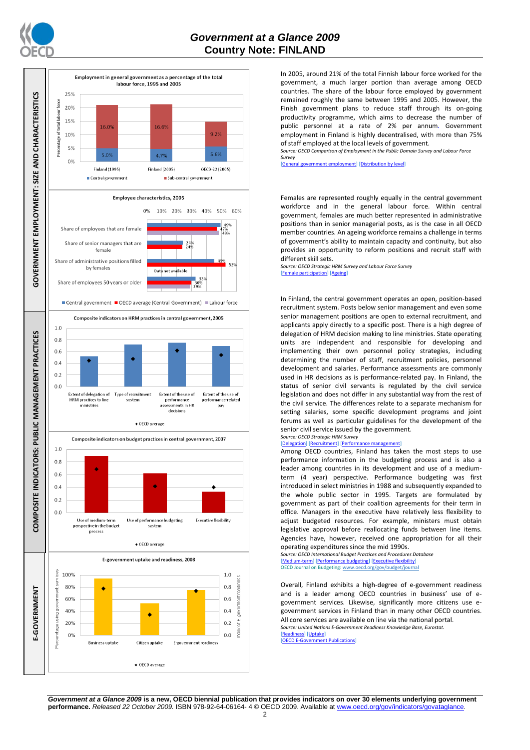# Government at a Glance 2009
## Country Note: FINLAND

## GOVERNMENT EMPLOYMENT: SIZE AND CHARACTERISTICS

**Employment in general government as a percentage of the total labour force, 1995 and 2005**

| | Central government | Sub-central government |
|---|---|---|
| Finland (1995) | 5.0% | 16.0% |
| Finland (2005) | 4.7% | 16.6% |
| OECD-22 (2005) | 5.6% | 9.2% |

In 2005, around 21% of the total Finnish labour force worked for the government, a much larger portion than average among OECD countries. The share of the labour force employed by government remained roughly the same between 1995 and 2005. However, the Finish government plans to reduce staff through its on-going productivity programme, which aims to decrease the number of public personnel at a rate of 2% per annum. Government employment in Finland is highly decentralised, with more than 75% of staff employed at the local levels of government.

*Source: OECD Comparison of Employment in the Public Domain Survey and Labour Force Survey*

[General government employment] [Distribution by level]

**Employee characteristics, 2005**

| | Central government | OECD average (Central Government) | Labour force |
|---|---|---|---|
| Share of employees that are female | 49% | 47% | 48% |
| Share of senior managers that are female | 24% | 24% | |
| Share of administrative positions filled by females | 45% | 52% | Data not available |
| Share of employees 50 years or older | 33% | 30% | 29% |

Females are represented roughly equally in the central government workforce and in the general labour force. Within central government, females are much better represented in administrative positions than in senior managerial posts, as is the case in all OECD member countries. An ageing workforce remains a challenge in terms of government's ability to maintain capacity and continuity, but also provides an opportunity to reform positions and recruit staff with different skill sets.

*Source: OECD Strategic HRM Survey and Labour Force Survey*

[Female participation] [Ageing]

## COMPOSITE INDICATORS: PUBLIC MANAGEMENT PRACTICES

**Composite indicators on HRM practices in central government, 2005**

Indicators: Extent of delegation of HRM practices to line ministries; Type of recruitment system; Extent of the use of performance assessments in HR decisions; Extent of the use of performance-related pay. ◆ OECD average

In Finland, the central government operates an open, position-based recruitment system. Posts below senior management and even some senior management positions are open to external recruitment, and applicants apply directly to a specific post. There is a high degree of delegation of HRM decision making to line ministries. State operating units are independent and responsible for developing and implementing their own personnel policy strategies, including determining the number of staff, recruitment policies, personnel development and salaries. Performance assessments are commonly used in HR decisions as is performance-related pay. In Finland, the status of senior civil servants is regulated by the civil service legislation and does not differ in any substantial way from the rest of the civil service. The differences relate to a separate mechanism for setting salaries, some specific development programs and joint forums as well as particular guidelines for the development of the senior civil service issued by the government.

*Source: OECD Strategic HRM Survey*

[Delegation] [Recruitment] [Performance management]

**Composite indicators on budget practices in central government, 2007**

Indicators: Use of medium-term perspective in the budget process; Use of performance budgeting system; Executive flexibility. ◆ OECD average

Among OECD countries, Finland has taken the most steps to use performance information in the budgeting process and is also a leader among countries in its development and use of a medium-term (4 year) perspective. Performance budgeting was first introduced in select ministries in 1988 and subsequently expanded to the whole public sector in 1995. Targets are formulated by government as part of their coalition agreements for their term in office. Managers in the executive have relatively less flexibility to adjust budgeted resources. For example, ministers must obtain legislative approval before reallocating funds between line items. Agencies have, however, received one appropriation for all their operating expenditures since the mid 1990s.

*Source: OECD International Budget Practices and Procedures Database*

[Medium-term] [Performance budgeting] [Executive flexibility]

OECD Journal on Budgeting: www.oecd.org/gov/budget/journal

## E-GOVERNMENT

**E-government uptake and readiness, 2008**

Indicators: Business uptake; Citizen uptake (Percentage using government services); E-government readiness (Index of E-government readiness). ◆ OECD average

Overall, Finland exhibits a high-degree of e-government readiness and is a leader among OECD countries in business' use of e-government services. Likewise, significantly more citizens use e-government services in Finland than in many other OECD countries. All core services are available on line via the national portal.

*Source: United Nations E-Government Readiness Knowledge Base, Eurostat.*

[Readiness] [Uptake]

[OECD E-Government Publications]

***Government at a Glance 2009*** **is a new, OECD biennial publication that provides indicators on over 30 elements underlying government performance.** *Released 22 October 2009.* ISBN 978-92-64-06164- 4 © OECD 2009. Available at www.oecd.org/gov/indicators/govataglance.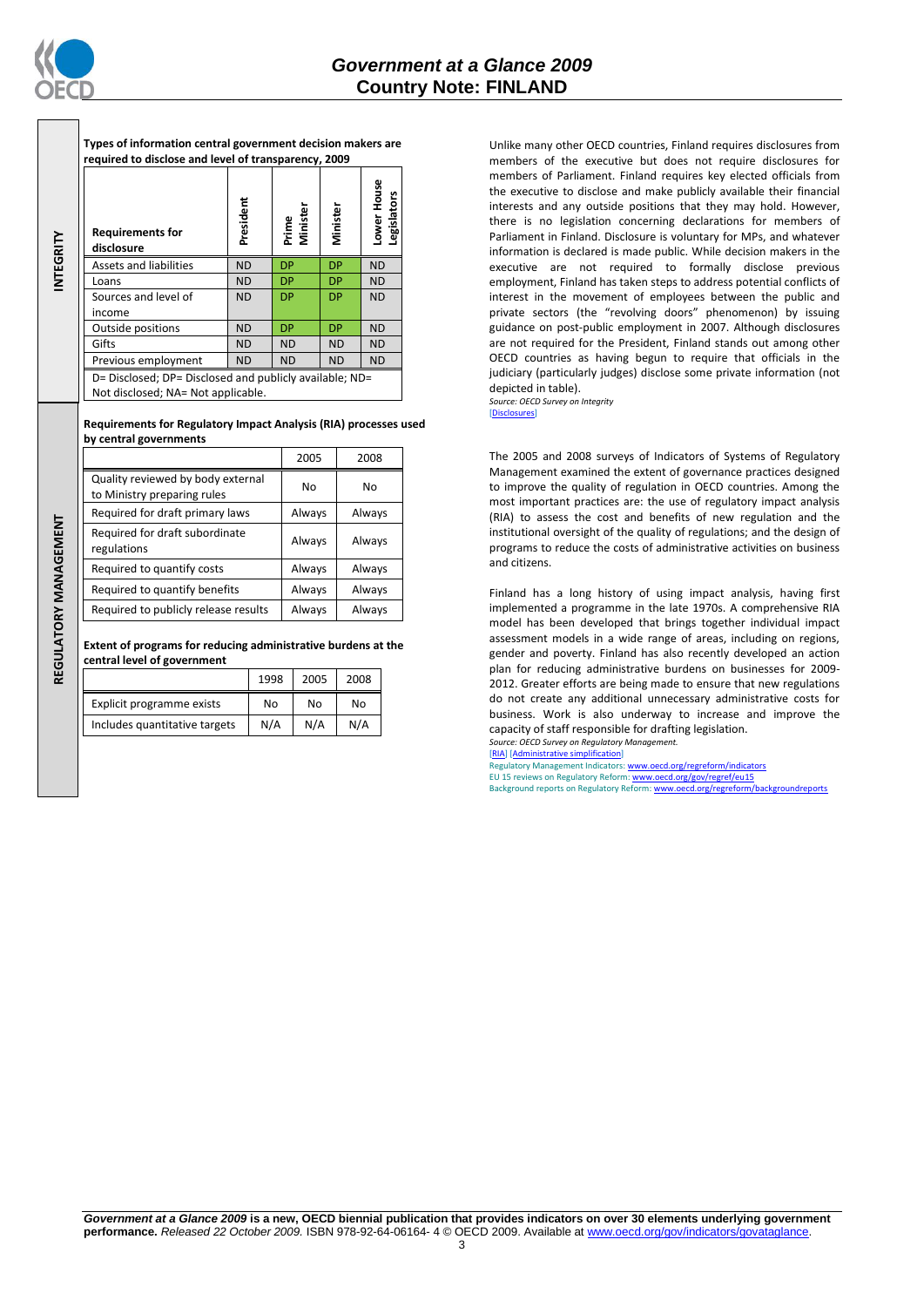## INTEGRITY

**Types of information central government decision makers are required to disclose and level of transparency, 2009**

| Requirements for disclosure | President | Prime Minister | Minister | Lower House Legislators |
|---|---|---|---|---|
| Assets and liabilities | ND | DP | DP | ND |
| Loans | ND | DP | DP | ND |
| Sources and level of income | ND | DP | DP | ND |
| Outside positions | ND | DP | DP | ND |
| Gifts | ND | ND | ND | ND |
| Previous employment | ND | ND | ND | ND |
| D= Disclosed; DP= Disclosed and publicly available; ND= Not disclosed; NA= Not applicable. | | | | |

Unlike many other OECD countries, Finland requires disclosures from members of the executive but does not require disclosures for members of Parliament. Finland requires key elected officials from the executive to disclose and make publicly available their financial interests and any outside positions that they may hold. However, there is no legislation concerning declarations for members of Parliament in Finland. Disclosure is voluntary for MPs, and whatever information is declared is made public. While decision makers in the executive are not required to formally disclose previous employment, Finland has taken steps to address potential conflicts of interest in the movement of employees between the public and private sectors (the "revolving doors" phenomenon) by issuing guidance on post-public employment in 2007. Although disclosures are not required for the President, Finland stands out among other OECD countries as having begun to require that officials in the judiciary (particularly judges) disclose some private information (not depicted in table).

*Source: OECD Survey on Integrity*

[Disclosures]

## REGULATORY MANAGEMENT

**Requirements for Regulatory Impact Analysis (RIA) processes used by central governments**

| | 2005 | 2008 |
|---|---|---|
| Quality reviewed by body external to Ministry preparing rules | No | No |
| Required for draft primary laws | Always | Always |
| Required for draft subordinate regulations | Always | Always |
| Required to quantify costs | Always | Always |
| Required to quantify benefits | Always | Always |
| Required to publicly release results | Always | Always |

**Extent of programs for reducing administrative burdens at the central level of government**

| | 1998 | 2005 | 2008 |
|---|---|---|---|
| Explicit programme exists | No | No | No |
| Includes quantitative targets | N/A | N/A | N/A |

The 2005 and 2008 surveys of Indicators of Systems of Regulatory Management examined the extent of governance practices designed to improve the quality of regulation in OECD countries. Among the most important practices are: the use of regulatory impact analysis (RIA) to assess the cost and benefits of new regulation and the institutional oversight of the quality of regulations; and the design of programs to reduce the costs of administrative activities on business and citizens.

Finland has a long history of using impact analysis, having first implemented a programme in the late 1970s. A comprehensive RIA model has been developed that brings together individual impact assessment models in a wide range of areas, including on regions, gender and poverty. Finland has also recently developed an action plan for reducing administrative burdens on businesses for 2009-2012. Greater efforts are being made to ensure that new regulations do not create any additional unnecessary administrative costs for business. Work is also underway to increase and improve the capacity of staff responsible for drafting legislation.

*Source: OECD Survey on Regulatory Management.*

[RIA] [Administrative simplification]

Regulatory Management Indicators: www.oecd.org/regreform/indicators

EU 15 reviews on Regulatory Reform: www.oecd.org/gov/regref/eu15

Background reports on Regulatory Reform: www.oecd.org/regreform/backgroundreports

**Government at a Glance 2009 is a new, OECD biennial publication that provides indicators on over 30 elements underlying government performance.** *Released 22 October 2009.* ISBN 978-92-64-06164- 4 © OECD 2009. Available at www.oecd.org/gov/indicators/govataglance.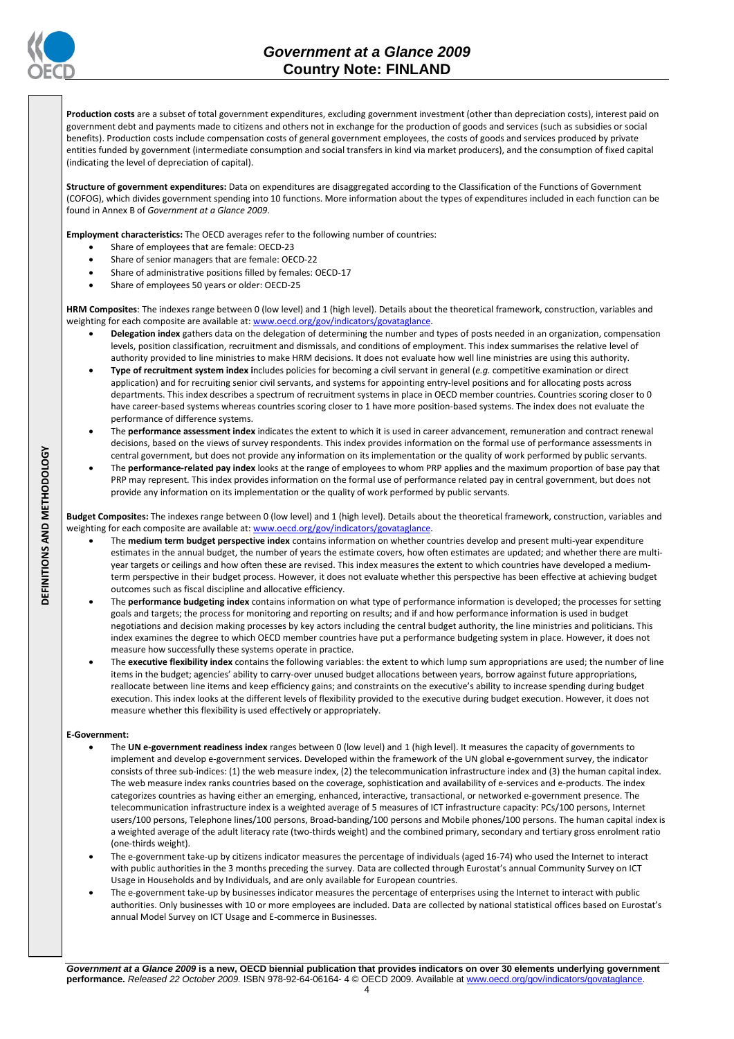**Production costs** are a subset of total government expenditures, excluding government investment (other than depreciation costs), interest paid on government debt and payments made to citizens and others not in exchange for the production of goods and services (such as subsidies or social benefits). Production costs include compensation costs of general government employees, the costs of goods and services produced by private entities funded by government (intermediate consumption and social transfers in kind via market producers), and the consumption of fixed capital (indicating the level of depreciation of capital).

**Structure of government expenditures:** Data on expenditures are disaggregated according to the Classification of the Functions of Government (COFOG), which divides government spending into 10 functions. More information about the types of expenditures included in each function can be found in Annex B of *Government at a Glance 2009*.

**Employment characteristics:** The OECD averages refer to the following number of countries:

- Share of employees that are female: OECD-23
- Share of senior managers that are female: OECD-22
- Share of administrative positions filled by females: OECD-17
- Share of employees 50 years or older: OECD-25

**HRM Composites**: The indexes range between 0 (low level) and 1 (high level). Details about the theoretical framework, construction, variables and weighting for each composite are available at: www.oecd.org/gov/indicators/govataglance.

- **Delegation index** gathers data on the delegation of determining the number and types of posts needed in an organization, compensation levels, position classification, recruitment and dismissals, and conditions of employment. This index summarises the relative level of authority provided to line ministries to make HRM decisions. It does not evaluate how well line ministries are using this authority.
- **Type of recruitment system index** includes policies for becoming a civil servant in general (*e.g.* competitive examination or direct application) and for recruiting senior civil servants, and systems for appointing entry-level positions and for allocating posts across departments. This index describes a spectrum of recruitment systems in place in OECD member countries. Countries scoring closer to 0 have career-based systems whereas countries scoring closer to 1 have more position-based systems. The index does not evaluate the performance of difference systems.
- The **performance assessment index** indicates the extent to which it is used in career advancement, remuneration and contract renewal decisions, based on the views of survey respondents. This index provides information on the formal use of performance assessments in central government, but does not provide any information on its implementation or the quality of work performed by public servants.
- The **performance-related pay index** looks at the range of employees to whom PRP applies and the maximum proportion of base pay that PRP may represent. This index provides information on the formal use of performance related pay in central government, but does not provide any information on its implementation or the quality of work performed by public servants.

**Budget Composites:** The indexes range between 0 (low level) and 1 (high level). Details about the theoretical framework, construction, variables and weighting for each composite are available at: www.oecd.org/gov/indicators/govataglance.

- The **medium term budget perspective index** contains information on whether countries develop and present multi-year expenditure estimates in the annual budget, the number of years the estimate covers, how often estimates are updated; and whether there are multi-year targets or ceilings and how often these are revised. This index measures the extent to which countries have developed a medium-term perspective in their budget process. However, it does not evaluate whether this perspective has been effective at achieving budget outcomes such as fiscal discipline and allocative efficiency.
- The **performance budgeting index** contains information on what type of performance information is developed; the processes for setting goals and targets; the process for monitoring and reporting on results; and if and how performance information is used in budget negotiations and decision making processes by key actors including the central budget authority, the line ministries and politicians. This index examines the degree to which OECD member countries have put a performance budgeting system in place. However, it does not measure how successfully these systems operate in practice.
- The **executive flexibility index** contains the following variables: the extent to which lump sum appropriations are used; the number of line items in the budget; agencies' ability to carry-over unused budget allocations between years, borrow against future appropriations, reallocate between line items and keep efficiency gains; and constraints on the executive's ability to increase spending during budget execution. This index looks at the different levels of flexibility provided to the executive during budget execution. However, it does not measure whether this flexibility is used effectively or appropriately.

**E-Government:**

- The **UN e-government readiness index** ranges between 0 (low level) and 1 (high level). It measures the capacity of governments to implement and develop e-government services. Developed within the framework of the UN global e-government survey, the indicator consists of three sub-indices: (1) the web measure index, (2) the telecommunication infrastructure index and (3) the human capital index. The web measure index ranks countries based on the coverage, sophistication and availability of e-services and e-products. The index categorizes countries as having either an emerging, enhanced, interactive, transactional, or networked e-government presence. The telecommunication infrastructure index is a weighted average of 5 measures of ICT infrastructure capacity: PCs/100 persons, Internet users/100 persons, Telephone lines/100 persons, Broad-banding/100 persons and Mobile phones/100 persons. The human capital index is a weighted average of the adult literacy rate (two-thirds weight) and the combined primary, secondary and tertiary gross enrolment ratio (one-thirds weight).
- The e-government take-up by citizens indicator measures the percentage of individuals (aged 16-74) who used the Internet to interact with public authorities in the 3 months preceding the survey. Data are collected through Eurostat's annual Community Survey on ICT Usage in Households and by Individuals, and are only available for European countries.
- The e-government take-up by businesses indicator measures the percentage of enterprises using the Internet to interact with public authorities. Only businesses with 10 or more employees are included. Data are collected by national statistical offices based on Eurostat's annual Model Survey on ICT Usage and E-commerce in Businesses.